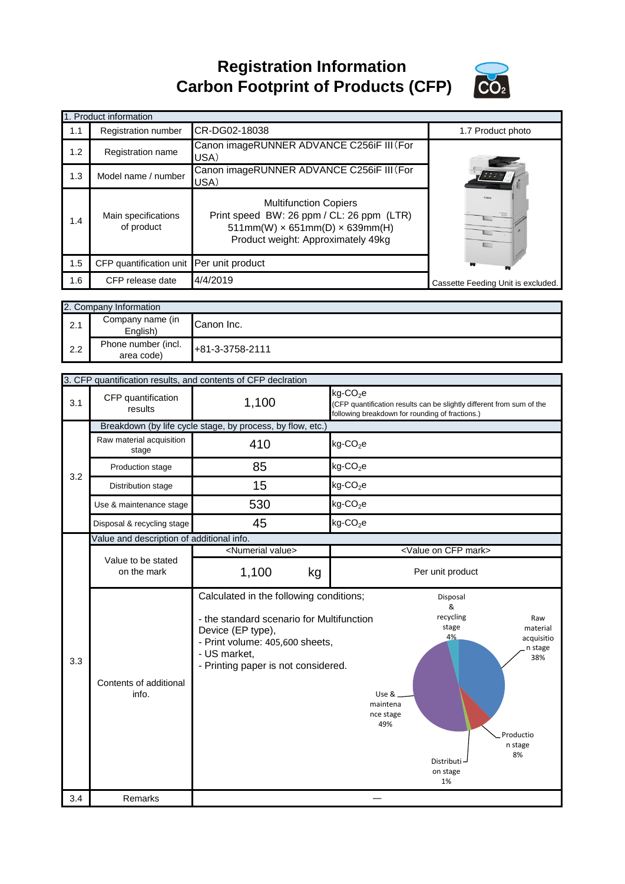# Registration Information
# Carbon Footprint of Products (CFP)

$CO_2$

| 1. Product information | | | |
|---|---|---|---|
| 1.1 | Registration number | CR-DG02-18038 | 1.7 Product photo |
| 1.2 | Registration name | Canon imageRUNNER ADVANCE C256iF III（For USA） | |
| 1.3 | Model name / number | Canon imageRUNNER ADVANCE C256iF III（For USA） | |
| 1.4 | Main specifications of product | Multifunction Copiers<br>Print speed BW: 26 ppm / CL: 26 ppm (LTR)<br>511mm(W) × 651mm(D) × 639mm(H)<br>Product weight: Approximately 49kg | |
| 1.5 | CFP quantification unit | Per unit product | |
| 1.6 | CFP release date | 4/4/2019 | Cassette Feeding Unit is excluded. |

| 2. Company Information | | |
|---|---|---|
| 2.1 | Company name (in English) | Canon Inc. |
| 2.2 | Phone number (incl. area code) | +81-3-3758-2111 |

| 3. CFP quantification results, and contents of CFP declration | | | |
|---|---|---|---|
| 3.1 | CFP quantification results | 1,100 | $kg\text{-}CO_2e$ (CFP quantification results can be slightly different from sum of the following breakdown for rounding of fractions.) |
| 3.2 | Breakdown (by life cycle stage, by process, by flow, etc.) | | |
| | Raw material acquisition stage | 410 | $kg\text{-}CO_2e$ |
| | Production stage | 85 | $kg\text{-}CO_2e$ |
| | Distribution stage | 15 | $kg\text{-}CO_2e$ |
| | Use & maintenance stage | 530 | $kg\text{-}CO_2e$ |
| | Disposal & recycling stage | 45 | $kg\text{-}CO_2e$ |
| 3.3 | Value and description of additional info. | | |
| | Value to be stated on the mark | <Numerial value><br>1,100 kg | <Value on CFP mark><br>Per unit product |
| | Contents of additional info. | Calculated in the following conditions;<br>- the standard scenario for Multifunction Device (EP type),<br>- Print volume: 405,600 sheets,<br>- US market,<br>- Printing paper is not considered. | Raw material acquisition stage 38%<br>Production stage 8%<br>Distribution stage 1%<br>Use & maintenance stage 49%<br>Disposal & recycling stage 4% |
| 3.4 | Remarks | — | |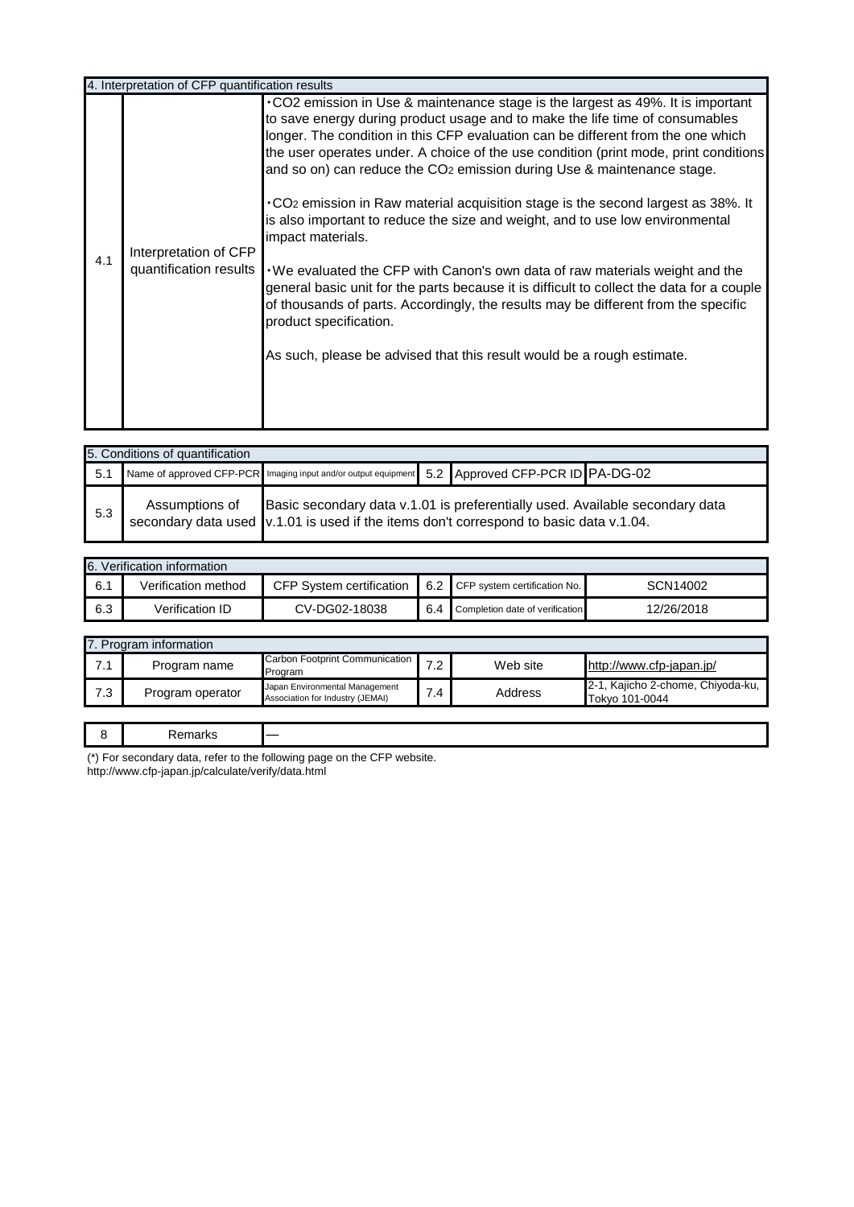## 4. Interpretation of CFP quantification results

| | | |
|---|---|---|
| 4.1 | Interpretation of CFP quantification results | ・$CO_2$ emission in Use & maintenance stage is the largest as 49%. It is important to save energy during product usage and to make the life time of consumables longer. The condition in this CFP evaluation can be different from the one which the user operates under. A choice of the use condition (print mode, print conditions and so on) can reduce the $CO_2$ emission during Use & maintenance stage.<br><br>・$CO_2$ emission in Raw material acquisition stage is the second largest as 38%. It is also important to reduce the size and weight, and to use low environmental impact materials.<br><br>・We evaluated the CFP with Canon's own data of raw materials weight and the general basic unit for the parts because it is difficult to collect the data for a couple of thousands of parts. Accordingly, the results may be different from the specific product specification.<br><br>As such, please be advised that this result would be a rough estimate. |

## 5. Conditions of quantification

| | | | | | |
|---|---|---|---|---|---|
| 5.1 | Name of approved CFP-PCR | Imaging input and/or output equipment | 5.2 | Approved CFP-PCR ID | PA-DG-02 |
| 5.3 | Assumptions of secondary data used | Basic secondary data v.1.01 is preferentially used. Available secondary data v.1.01 is used if the items don't correspond to basic data v.1.04. | | | |

## 6. Verification information

| | | | | | |
|---|---|---|---|---|---|
| 6.1 | Verification method | CFP System certification | 6.2 | CFP system certification No. | SCN14002 |
| 6.3 | Verification ID | CV-DG02-18038 | 6.4 | Completion date of verification | 12/26/2018 |

## 7. Program information

| | | | | | |
|---|---|---|---|---|---|
| 7.1 | Program name | Carbon Footprint Communication Program | 7.2 | Web site | http://www.cfp-japan.jp/ |
| 7.3 | Program operator | Japan Environmental Management Association for Industry (JEMAI) | 7.4 | Address | 2-1, Kajicho 2-chome, Chiyoda-ku, Tokyo 101-0044 |

| | | |
|---|---|---|
| 8 | Remarks | — |

(*) For secondary data, refer to the following page on the CFP website.
http://www.cfp-japan.jp/calculate/verify/data.html